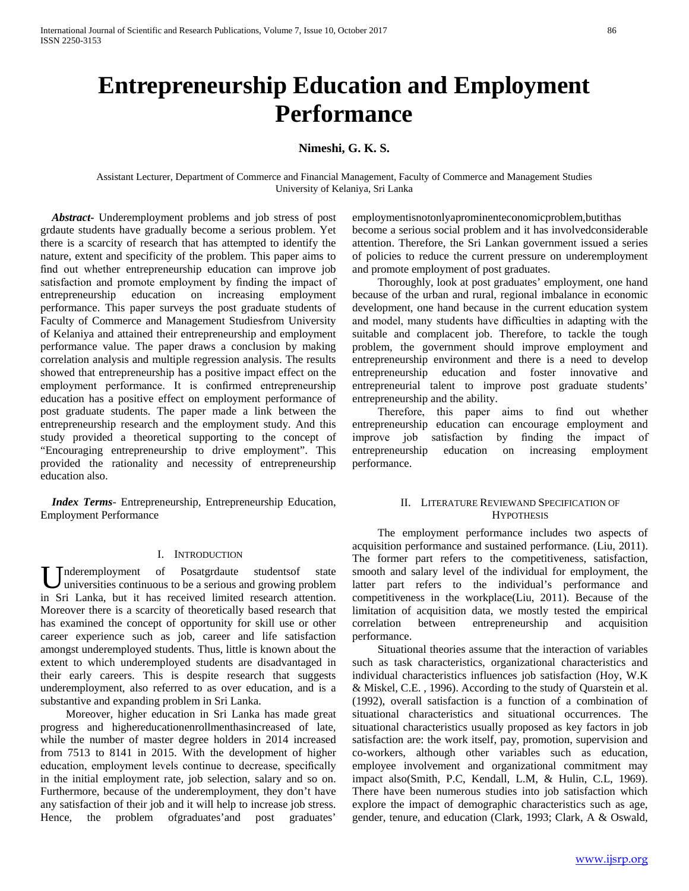# Entrepreneurship Education and Employment Performance

**Nimeshi, G. K. S.**

Assistant Lecturer, Department of Commerce and Financial Management, Faculty of Commerce and Management Studies
University of Kelaniya, Sri Lanka

***Abstract***- Underemployment problems and job stress of post grdaute students have gradually become a serious problem. Yet there is a scarcity of research that has attempted to identify the nature, extent and specificity of the problem. This paper aims to find out whether entrepreneurship education can improve job satisfaction and promote employment by finding the impact of entrepreneurship education on increasing employment performance. This paper surveys the post graduate students of Faculty of Commerce and Management Studiesfrom University of Kelaniya and attained their entrepreneurship and employment performance value. The paper draws a conclusion by making correlation analysis and multiple regression analysis. The results showed that entrepreneurship has a positive impact effect on the employment performance. It is confirmed entrepreneurship education has a positive effect on employment performance of post graduate students. The paper made a link between the entrepreneurship research and the employment study. And this study provided a theoretical supporting to the concept of "Encouraging entrepreneurship to drive employment". This provided the rationality and necessity of entrepreneurship education also.

***Index Terms***- Entrepreneurship, Entrepreneurship Education, Employment Performance

## I. Introduction

Underemployment of Posatgrdaute studentsof state universities continuous to be a serious and growing problem in Sri Lanka, but it has received limited research attention. Moreover there is a scarcity of theoretically based research that has examined the concept of opportunity for skill use or other career experience such as job, career and life satisfaction amongst underemployed students. Thus, little is known about the extent to which underemployed students are disadvantaged in their early careers. This is despite research that suggests underemployment, also referred to as over education, and is a substantive and expanding problem in Sri Lanka.

Moreover, higher education in Sri Lanka has made great progress and highereducationenrollmenthasincreased of late, while the number of master degree holders in 2014 increased from 7513 to 8141 in 2015. With the development of higher education, employment levels continue to decrease, specifically in the initial employment rate, job selection, salary and so on. Furthermore, because of the underemployment, they don't have any satisfaction of their job and it will help to increase job stress. Hence, the problem ofgraduates'and post graduates' employmentisnotonlyaprominenteconomicproblem,butithas become a serious social problem and it has involvedconsiderable attention. Therefore, the Sri Lankan government issued a series of policies to reduce the current pressure on underemployment and promote employment of post graduates.

Thoroughly, look at post graduates' employment, one hand because of the urban and rural, regional imbalance in economic development, one hand because in the current education system and model, many students have difficulties in adapting with the suitable and complacent job. Therefore, to tackle the tough problem, the government should improve employment and entrepreneurship environment and there is a need to develop entrepreneurship education and foster innovative and entrepreneurial talent to improve post graduate students' entrepreneurship and the ability.

Therefore, this paper aims to find out whether entrepreneurship education can encourage employment and improve job satisfaction by finding the impact of entrepreneurship education on increasing employment performance.

## II. Literature Reviewand Specification of Hypothesis

The employment performance includes two aspects of acquisition performance and sustained performance. (Liu, 2011). The former part refers to the competitiveness, satisfaction, smooth and salary level of the individual for employment, the latter part refers to the individual's performance and competitiveness in the workplace(Liu, 2011). Because of the limitation of acquisition data, we mostly tested the empirical correlation between entrepreneurship and acquisition performance.

Situational theories assume that the interaction of variables such as task characteristics, organizational characteristics and individual characteristics influences job satisfaction (Hoy, W.K & Miskel, C.E. , 1996). According to the study of Quarstein et al. (1992), overall satisfaction is a function of a combination of situational characteristics and situational occurrences. The situational characteristics usually proposed as key factors in job satisfaction are: the work itself, pay, promotion, supervision and co-workers, although other variables such as education, employee involvement and organizational commitment may impact also(Smith, P.C, Kendall, L.M, & Hulin, C.L, 1969). There have been numerous studies into job satisfaction which explore the impact of demographic characteristics such as age, gender, tenure, and education (Clark, 1993; Clark, A & Oswald,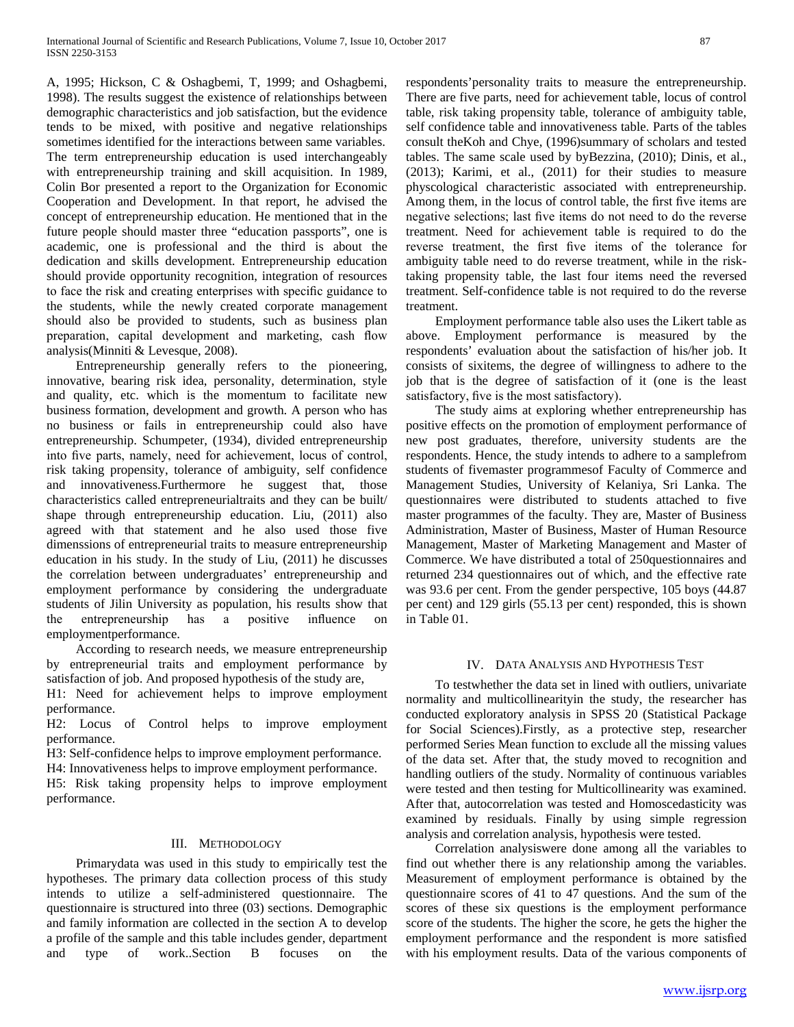A, 1995; Hickson, C & Oshagbemi, T, 1999; and Oshagbemi, 1998). The results suggest the existence of relationships between demographic characteristics and job satisfaction, but the evidence tends to be mixed, with positive and negative relationships sometimes identified for the interactions between same variables. The term entrepreneurship education is used interchangeably with entrepreneurship training and skill acquisition. In 1989, Colin Bor presented a report to the Organization for Economic Cooperation and Development. In that report, he advised the concept of entrepreneurship education. He mentioned that in the future people should master three "education passports", one is academic, one is professional and the third is about the dedication and skills development. Entrepreneurship education should provide opportunity recognition, integration of resources to face the risk and creating enterprises with specific guidance to the students, while the newly created corporate management should also be provided to students, such as business plan preparation, capital development and marketing, cash flow analysis(Minniti & Levesque, 2008).

Entrepreneurship generally refers to the pioneering, innovative, bearing risk idea, personality, determination, style and quality, etc. which is the momentum to facilitate new business formation, development and growth. A person who has no business or fails in entrepreneurship could also have entrepreneurship. Schumpeter, (1934), divided entrepreneurship into five parts, namely, need for achievement, locus of control, risk taking propensity, tolerance of ambiguity, self confidence and innovativeness.Furthermore he suggest that, those characteristics called entrepreneurialtraits and they can be built/ shape through entrepreneurship education. Liu, (2011) also agreed with that statement and he also used those five dimenssions of entrepreneurial traits to measure entrepreneurship education in his study. In the study of Liu, (2011) he discusses the correlation between undergraduates' entrepreneurship and employment performance by considering the undergraduate students of Jilin University as population, his results show that the entrepreneurship has a positive influence on employmentperformance.

According to research needs, we measure entrepreneurship by entrepreneurial traits and employment performance by satisfaction of job. And proposed hypothesis of the study are,

H1: Need for achievement helps to improve employment performance.

H2: Locus of Control helps to improve employment performance.

H3: Self-confidence helps to improve employment performance.

H4: Innovativeness helps to improve employment performance.

H5: Risk taking propensity helps to improve employment performance.

## III. Methodology

Primarydata was used in this study to empirically test the hypotheses. The primary data collection process of this study intends to utilize a self-administered questionnaire. The questionnaire is structured into three (03) sections. Demographic and family information are collected in the section A to develop a profile of the sample and this table includes gender, department and type of work..Section B focuses on the respondents'personality traits to measure the entrepreneurship. There are five parts, need for achievement table, locus of control table, risk taking propensity table, tolerance of ambiguity table, self confidence table and innovativeness table. Parts of the tables consult theKoh and Chye, (1996)summary of scholars and tested tables. The same scale used by byBezzina, (2010); Dinis, et al., (2013); Karimi, et al., (2011) for their studies to measure physcological characteristic associated with entrepreneurship. Among them, in the locus of control table, the first five items are negative selections; last five items do not need to do the reverse treatment. Need for achievement table is required to do the reverse treatment, the first five items of the tolerance for ambiguity table need to do reverse treatment, while in the risk-taking propensity table, the last four items need the reversed treatment. Self-confidence table is not required to do the reverse treatment.

Employment performance table also uses the Likert table as above. Employment performance is measured by the respondents' evaluation about the satisfaction of his/her job. It consists of sixitems, the degree of willingness to adhere to the job that is the degree of satisfaction of it (one is the least satisfactory, five is the most satisfactory).

The study aims at exploring whether entrepreneurship has positive effects on the promotion of employment performance of new post graduates, therefore, university students are the respondents. Hence, the study intends to adhere to a samplefrom students of fivemaster programmesof Faculty of Commerce and Management Studies, University of Kelaniya, Sri Lanka. The questionnaires were distributed to students attached to five master programmes of the faculty. They are, Master of Business Administration, Master of Business, Master of Human Resource Management, Master of Marketing Management and Master of Commerce. We have distributed a total of 250questionnaires and returned 234 questionnaires out of which, and the effective rate was 93.6 per cent. From the gender perspective, 105 boys (44.87 per cent) and 129 girls (55.13 per cent) responded, this is shown in Table 01.

## IV. Data Analysis and Hypothesis Test

To testwhether the data set in lined with outliers, univariate normality and multicollinearityin the study, the researcher has conducted exploratory analysis in SPSS 20 (Statistical Package for Social Sciences).Firstly, as a protective step, researcher performed Series Mean function to exclude all the missing values of the data set. After that, the study moved to recognition and handling outliers of the study. Normality of continuous variables were tested and then testing for Multicollinearity was examined. After that, autocorrelation was tested and Homoscedasticity was examined by residuals. Finally by using simple regression analysis and correlation analysis, hypothesis were tested.

Correlation analysiswere done among all the variables to find out whether there is any relationship among the variables. Measurement of employment performance is obtained by the questionnaire scores of 41 to 47 questions. And the sum of the scores of these six questions is the employment performance score of the students. The higher the score, he gets the higher the employment performance and the respondent is more satisfied with his employment results. Data of the various components of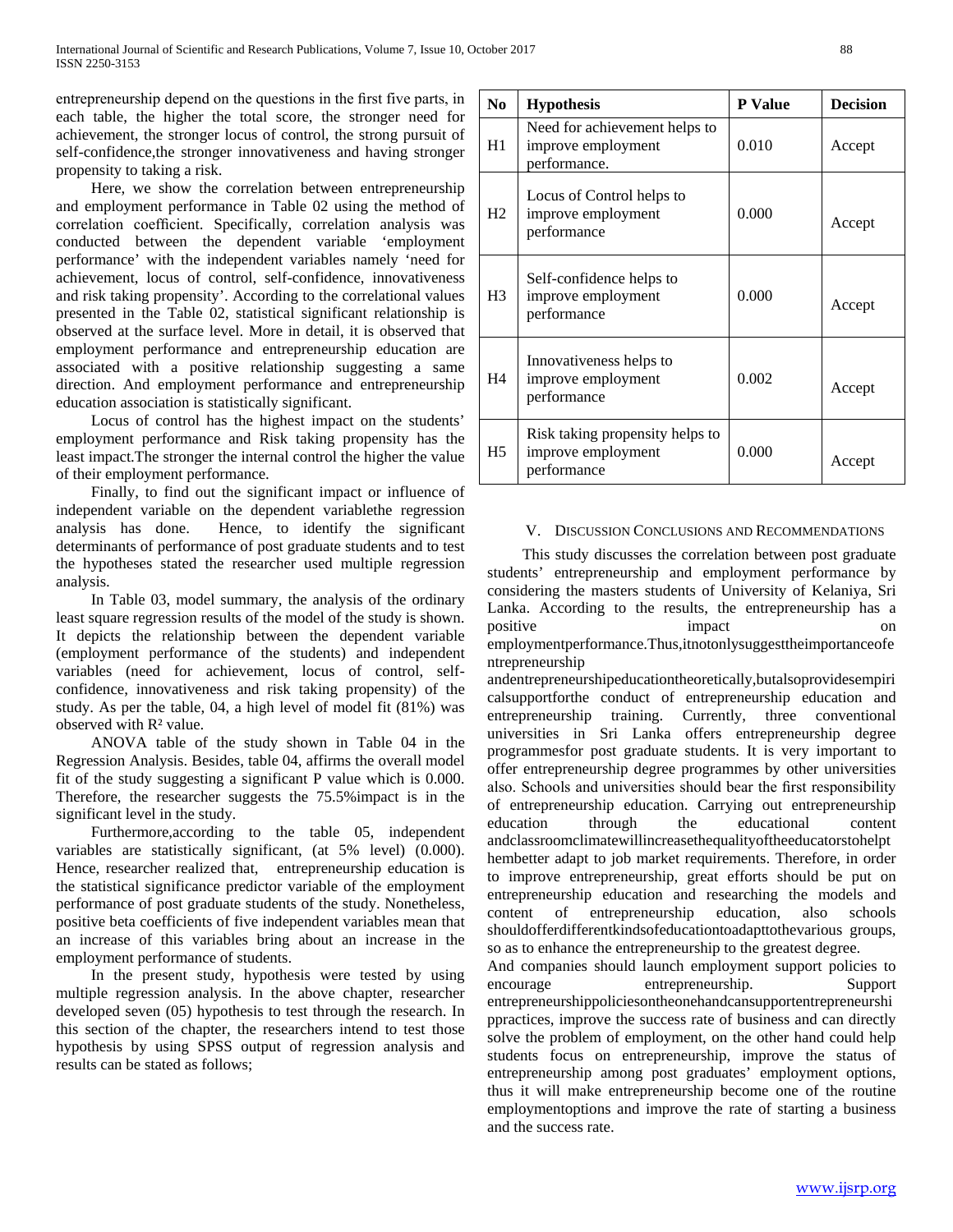entrepreneurship depend on the questions in the first five parts, in each table, the higher the total score, the stronger need for achievement, the stronger locus of control, the strong pursuit of self-confidence,the stronger innovativeness and having stronger propensity to taking a risk.

Here, we show the correlation between entrepreneurship and employment performance in Table 02 using the method of correlation coefficient. Specifically, correlation analysis was conducted between the dependent variable 'employment performance' with the independent variables namely 'need for achievement, locus of control, self-confidence, innovativeness and risk taking propensity'. According to the correlational values presented in the Table 02, statistical significant relationship is observed at the surface level. More in detail, it is observed that employment performance and entrepreneurship education are associated with a positive relationship suggesting a same direction. And employment performance and entrepreneurship education association is statistically significant.

Locus of control has the highest impact on the students' employment performance and Risk taking propensity has the least impact.The stronger the internal control the higher the value of their employment performance.

Finally, to find out the significant impact or influence of independent variable on the dependent variablethe regression analysis has done. Hence, to identify the significant determinants of performance of post graduate students and to test the hypotheses stated the researcher used multiple regression analysis.

In Table 03, model summary, the analysis of the ordinary least square regression results of the model of the study is shown. It depicts the relationship between the dependent variable (employment performance of the students) and independent variables (need for achievement, locus of control, self-confidence, innovativeness and risk taking propensity) of the study. As per the table, 04, a high level of model fit (81%) was observed with $R^2$ value.

ANOVA table of the study shown in Table 04 in the Regression Analysis. Besides, table 04, affirms the overall model fit of the study suggesting a significant P value which is 0.000. Therefore, the researcher suggests the 75.5%impact is in the significant level in the study.

Furthermore,according to the table 05, independent variables are statistically significant, (at 5% level) (0.000). Hence, researcher realized that, entrepreneurship education is the statistical significance predictor variable of the employment performance of post graduate students of the study. Nonetheless, positive beta coefficients of five independent variables mean that an increase of this variables bring about an increase in the employment performance of students.

In the present study, hypothesis were tested by using multiple regression analysis. In the above chapter, researcher developed seven (05) hypothesis to test through the research. In this section of the chapter, the researchers intend to test those hypothesis by using SPSS output of regression analysis and results can be stated as follows;

| No | Hypothesis | P Value | Decision |
|---|---|---|---|
| H1 | Need for achievement helps to improve employment performance. | 0.010 | Accept |
| H2 | Locus of Control helps to improve employment performance | 0.000 | Accept |
| H3 | Self-confidence helps to improve employment performance | 0.000 | Accept |
| H4 | Innovativeness helps to improve employment performance | 0.002 | Accept |
| H5 | Risk taking propensity helps to improve employment performance | 0.000 | Accept |

## V. Discussion Conclusions and Recommendations

This study discusses the correlation between post graduate students' entrepreneurship and employment performance by considering the masters students of University of Kelaniya, Sri Lanka. According to the results, the entrepreneurship has a positive impact on employmentperformance.Thus,itnotonlysuggesttheimportanceofentrepreneurship andentrepreneurshipeducationtheoretically,butalsoprovidesempiricalsupportforthe conduct of entrepreneurship education and entrepreneurship training. Currently, three conventional universities in Sri Lanka offers entrepreneurship degree programmesfor post graduate students. It is very important to offer entrepreneurship degree programmes by other universities also. Schools and universities should bear the first responsibility of entrepreneurship education. Carrying out entrepreneurship education through the educational content andclassroomclimatewillincreasethequalityoftheeducatorstohelpt hembetter adapt to job market requirements. Therefore, in order to improve entrepreneurship, great efforts should be put on entrepreneurship education and researching the models and content of entrepreneurship education, also schools shouldofferdifferentkindsofeducationtoadapttothevarious groups, so as to enhance the entrepreneurship to the greatest degree.

And companies should launch employment support policies to encourage entrepreneurship. Support entrepreneurshippoliciesontheonehandcansupportentrepreneurshi ppractices, improve the success rate of business and can directly solve the problem of employment, on the other hand could help students focus on entrepreneurship, improve the status of entrepreneurship among post graduates' employment options, thus it will make entrepreneurship become one of the routine employmentoptions and improve the rate of starting a business and the success rate.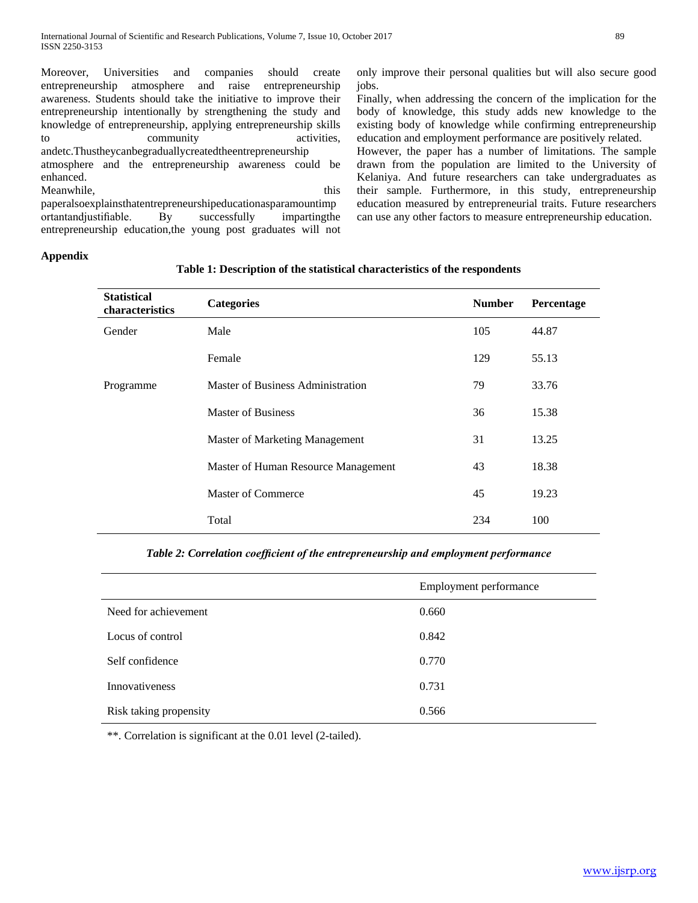Moreover, Universities and companies should create entrepreneurship atmosphere and raise entrepreneurship awareness. Students should take the initiative to improve their entrepreneurship intentionally by strengthening the study and knowledge of entrepreneurship, applying entrepreneurship skills to community activities, andetc.Thustheycanbegraduallycreatedtheentrepreneurship atmosphere and the entrepreneurship awareness could be enhanced.

Meanwhile, this paperalsoexplainsthatentrepreneurshipeducationasparamountimportantandjustifiable. By successfully impartingthe entrepreneurship education,the young post graduates will not only improve their personal qualities but will also secure good jobs.

Finally, when addressing the concern of the implication for the body of knowledge, this study adds new knowledge to the existing body of knowledge while confirming entrepreneurship education and employment performance are positively related.

However, the paper has a number of limitations. The sample drawn from the population are limited to the University of Kelaniya. And future researchers can take undergraduates as their sample. Furthermore, in this study, entrepreneurship education measured by entrepreneurial traits. Future researchers can use any other factors to measure entrepreneurship education.

**Appendix**

**Table 1: Description of the statistical characteristics of the respondents**

| Statistical characteristics | Categories | Number | Percentage |
|---|---|---|---|
| Gender | Male | 105 | 44.87 |
| | Female | 129 | 55.13 |
| Programme | Master of Business Administration | 79 | 33.76 |
| | Master of Business | 36 | 15.38 |
| | Master of Marketing Management | 31 | 13.25 |
| | Master of Human Resource Management | 43 | 18.38 |
| | Master of Commerce | 45 | 19.23 |
| | Total | 234 | 100 |

***Table 2: Correlation coefficient of the entrepreneurship and employment performance***

| | Employment performance |
|---|---|
| Need for achievement | 0.660 |
| Locus of control | 0.842 |
| Self confidence | 0.770 |
| Innovativeness | 0.731 |
| Risk taking propensity | 0.566 |

**. Correlation is significant at the 0.01 level (2-tailed).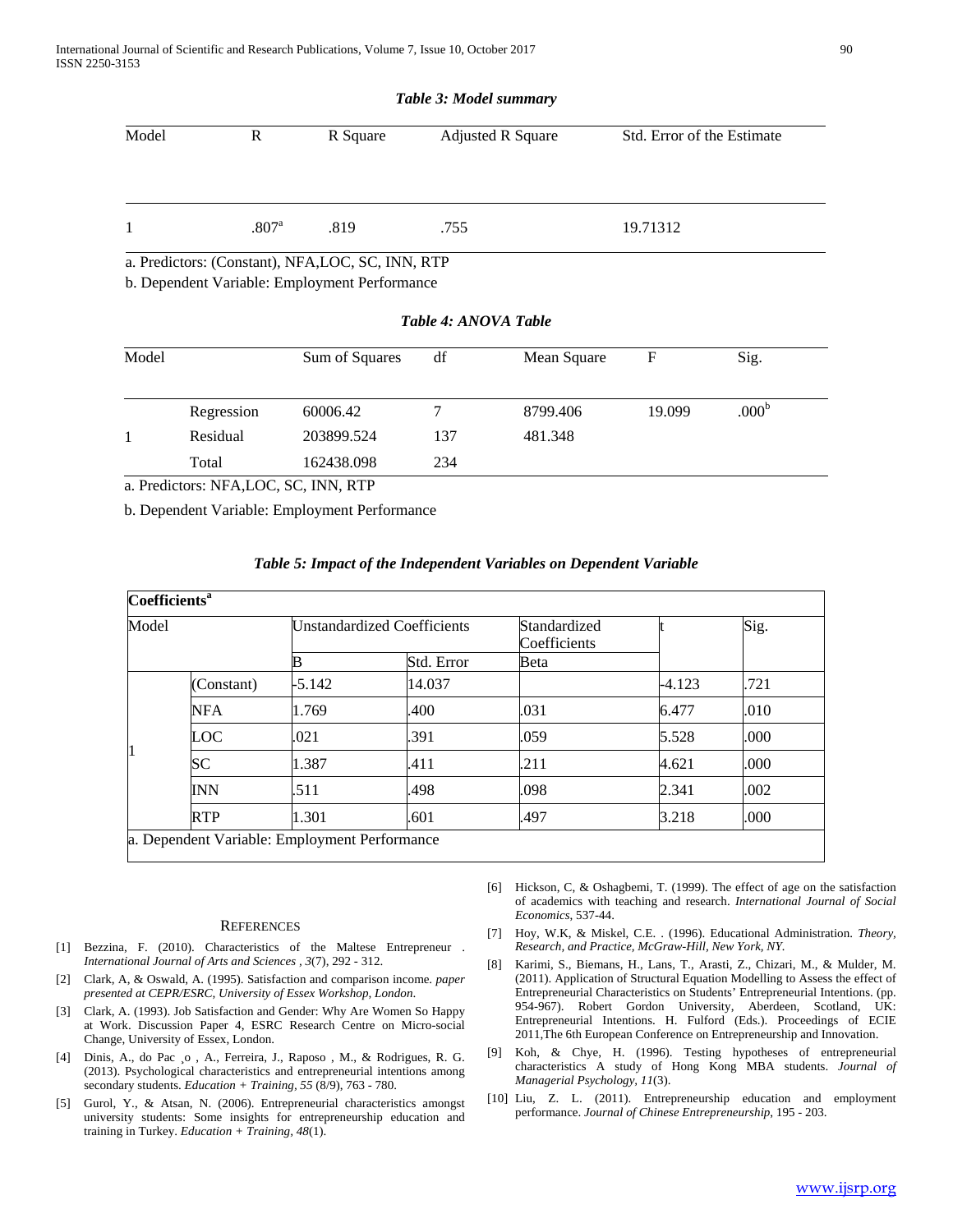*Table 3: Model summary*

| Model | R | R Square | Adjusted R Square | Std. Error of the Estimate |
|---|---|---|---|---|
| 1 | .807[a] | .819 | .755 | 19.71312 |

a. Predictors: (Constant), NFA,LOC, SC, INN, RTP

b. Dependent Variable: Employment Performance

*Table 4: ANOVA Table*

| Model | | Sum of Squares | df | Mean Square | F | Sig. |
|---|---|---|---|---|---|---|
| | Regression | 60006.42 | 7 | 8799.406 | 19.099 | .000[b] |
| 1 | Residual | 203899.524 | 137 | 481.348 | | |
| | Total | 162438.098 | 234 | | | |

a. Predictors: NFA,LOC, SC, INN, RTP

b. Dependent Variable: Employment Performance

*Table 5: Impact of the Independent Variables on Dependent Variable*

| Coefficients[a] | | | | | | |
|---|---|---|---|---|---|---|
| Model | | Unstandardized Coefficients | | Standardized Coefficients | t | Sig. |
| | | B | Std. Error | Beta | | |
| 1 | (Constant) | -5.142 | 14.037 | | -4.123 | .721 |
| | NFA | 1.769 | .400 | .031 | 6.477 | .010 |
| | LOC | .021 | .391 | .059 | 5.528 | .000 |
| | SC | 1.387 | .411 | .211 | 4.621 | .000 |
| | INN | .511 | .498 | .098 | 2.341 | .002 |
| | RTP | 1.301 | .601 | .497 | 3.218 | .000 |

a. Dependent Variable: Employment Performance

## References

[1] Bezzina, F. (2010). Characteristics of the Maltese Entrepreneur . *International Journal of Arts and Sciences* , *3*(7), 292 - 312.

[2] Clark, A, & Oswald, A. (1995). Satisfaction and comparison income. *paper presented at CEPR/ESRC, University of Essex Workshop, London*.

[3] Clark, A. (1993). Job Satisfaction and Gender: Why Are Women So Happy at Work. Discussion Paper 4, ESRC Research Centre on Micro-social Change, University of Essex, London.

[4] Dinis, A., do Pac ̧o , A., Ferreira, J., Raposo , M., & Rodrigues, R. G. (2013). Psychological characteristics and entrepreneurial intentions among secondary students. *Education + Training, 55* (8/9), 763 - 780.

[5] Gurol, Y., & Atsan, N. (2006). Entrepreneurial characteristics amongst university students: Some insights for entrepreneurship education and training in Turkey. *Education + Training, 48*(1).

[6] Hickson, C, & Oshagbemi, T. (1999). The effect of age on the satisfaction of academics with teaching and research. *International Journal of Social Economics*, 537-44.

[7] Hoy, W.K, & Miskel, C.E. . (1996). Educational Administration. *Theory, Research, and Practice, McGraw-Hill, New York, NY.*

[8] Karimi, S., Biemans, H., Lans, T., Arasti, Z., Chizari, M., & Mulder, M. (2011). Application of Structural Equation Modelling to Assess the effect of Entrepreneurial Characteristics on Students' Entrepreneurial Intentions. (pp. 954-967). Robert Gordon University, Aberdeen, Scotland, UK: Entrepreneurial Intentions. H. Fulford (Eds.). Proceedings of ECIE 2011,The 6th European Conference on Entrepreneurship and Innovation.

[9] Koh, & Chye, H. (1996). Testing hypotheses of entrepreneurial characteristics A study of Hong Kong MBA students. *Journal of Managerial Psychology, 11*(3).

[10] Liu, Z. L. (2011). Entrepreneurship education and employment performance. *Journal of Chinese Entrepreneurship*, 195 - 203.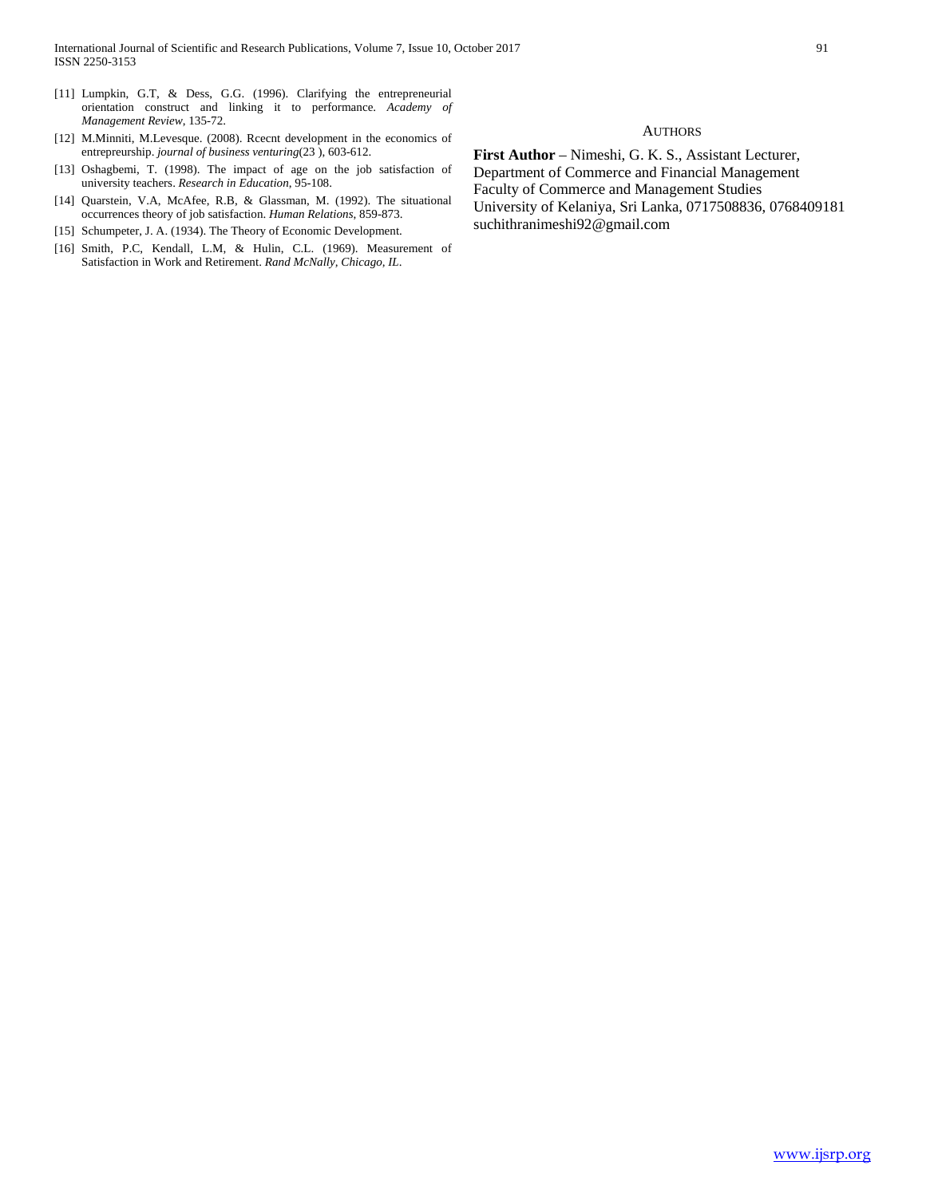[11] Lumpkin, G.T, & Dess, G.G. (1996). Clarifying the entrepreneurial orientation construct and linking it to performance. *Academy of Management Review*, 135-72.

[12] M.Minniti, M.Levesque. (2008). Rcecnt development in the economics of entrepreurship. *journal of business venturing*(23 ), 603-612.

[13] Oshagbemi, T. (1998). The impact of age on the job satisfaction of university teachers. *Research in Education*, 95-108.

[14] Quarstein, V.A, McAfee, R.B, & Glassman, M. (1992). The situational occurrences theory of job satisfaction. *Human Relations*, 859-873.

[15] Schumpeter, J. A. (1934). The Theory of Economic Development.

[16] Smith, P.C, Kendall, L.M, & Hulin, C.L. (1969). Measurement of Satisfaction in Work and Retirement. *Rand McNally, Chicago, IL*.

## Authors

**First Author** – Nimeshi, G. K. S., Assistant Lecturer, Department of Commerce and Financial Management Faculty of Commerce and Management Studies University of Kelaniya, Sri Lanka, 0717508836, 0768409181 suchithranimeshi92@gmail.com